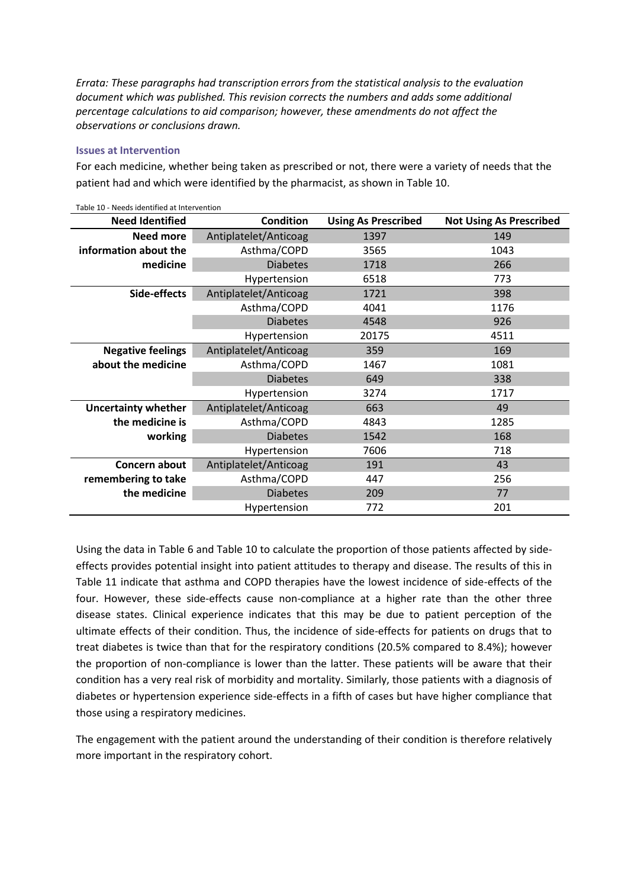*Errata: These paragraphs had transcription errors from the statistical analysis to the evaluation document which was published. This revision corrects the numbers and adds some additional percentage calculations to aid comparison; however, these amendments do not affect the observations or conclusions drawn.*

### Issues at Intervention

For each medicine, whether being taken as prescribed or not, there were a variety of needs that the patient had and which were identified by the pharmacist, as shown in Table 10.

Table 10 - Needs identified at Intervention

| Need Identified | Condition | Using As Prescribed | Not Using As Prescribed |
|---|---|---|---|
| **Need more information about the medicine** | Antiplatelet/Anticoag | 1397 | 149 |
| | Asthma/COPD | 3565 | 1043 |
| | Diabetes | 1718 | 266 |
| | Hypertension | 6518 | 773 |
| **Side-effects** | Antiplatelet/Anticoag | 1721 | 398 |
| | Asthma/COPD | 4041 | 1176 |
| | Diabetes | 4548 | 926 |
| | Hypertension | 20175 | 4511 |
| **Negative feelings about the medicine** | Antiplatelet/Anticoag | 359 | 169 |
| | Asthma/COPD | 1467 | 1081 |
| | Diabetes | 649 | 338 |
| | Hypertension | 3274 | 1717 |
| **Uncertainty whether the medicine is working** | Antiplatelet/Anticoag | 663 | 49 |
| | Asthma/COPD | 4843 | 1285 |
| | Diabetes | 1542 | 168 |
| | Hypertension | 7606 | 718 |
| **Concern about remembering to take the medicine** | Antiplatelet/Anticoag | 191 | 43 |
| | Asthma/COPD | 447 | 256 |
| | Diabetes | 209 | 77 |
| | Hypertension | 772 | 201 |

Using the data in Table 6 and Table 10 to calculate the proportion of those patients affected by side-effects provides potential insight into patient attitudes to therapy and disease. The results of this in Table 11 indicate that asthma and COPD therapies have the lowest incidence of side-effects of the four. However, these side-effects cause non-compliance at a higher rate than the other three disease states. Clinical experience indicates that this may be due to patient perception of the ultimate effects of their condition. Thus, the incidence of side-effects for patients on drugs that to treat diabetes is twice than that for the respiratory conditions (20.5% compared to 8.4%); however the proportion of non-compliance is lower than the latter. These patients will be aware that their condition has a very real risk of morbidity and mortality. Similarly, those patients with a diagnosis of diabetes or hypertension experience side-effects in a fifth of cases but have higher compliance that those using a respiratory medicines.

The engagement with the patient around the understanding of their condition is therefore relatively more important in the respiratory cohort.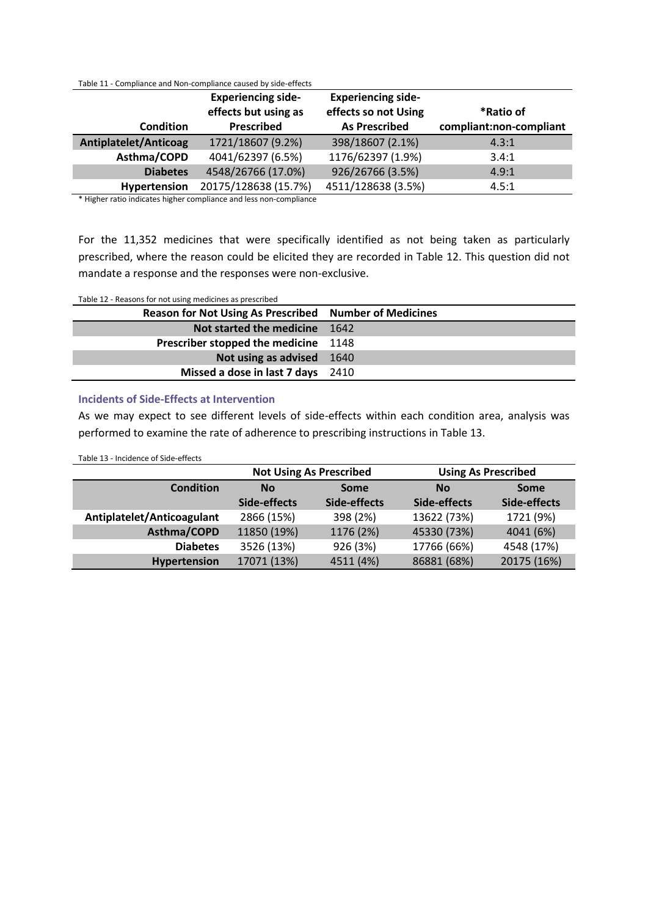Table 11 - Compliance and Non-compliance caused by side-effects

| Condition | Experiencing side-effects but using as Prescribed | Experiencing side-effects so not Using As Prescribed | *Ratio of compliant:non-compliant |
|---|---|---|---|
| Antiplatelet/Anticoag | 1721/18607 (9.2%) | 398/18607 (2.1%) | 4.3:1 |
| Asthma/COPD | 4041/62397 (6.5%) | 1176/62397 (1.9%) | 3.4:1 |
| Diabetes | 4548/26766 (17.0%) | 926/26766 (3.5%) | 4.9:1 |
| Hypertension | 20175/128638 (15.7%) | 4511/128638 (3.5%) | 4.5:1 |

* Higher ratio indicates higher compliance and less non-compliance

For the 11,352 medicines that were specifically identified as not being taken as particularly prescribed, where the reason could be elicited they are recorded in Table 12. This question did not mandate a response and the responses were non-exclusive.

Table 12 - Reasons for not using medicines as prescribed

| Reason for Not Using As Prescribed | Number of Medicines |
|---|---|
| Not started the medicine | 1642 |
| Prescriber stopped the medicine | 1148 |
| Not using as advised | 1640 |
| Missed a dose in last 7 days | 2410 |

### Incidents of Side-Effects at Intervention

As we may expect to see different levels of side-effects within each condition area, analysis was performed to examine the rate of adherence to prescribing instructions in Table 13.

Table 13 - Incidence of Side-effects

| | Not Using As Prescribed | | Using As Prescribed | |
|---|---|---|---|---|
| Condition | No Side-effects | Some Side-effects | No Side-effects | Some Side-effects |
| Antiplatelet/Anticoagulant | 2866 (15%) | 398 (2%) | 13622 (73%) | 1721 (9%) |
| Asthma/COPD | 11850 (19%) | 1176 (2%) | 45330 (73%) | 4041 (6%) |
| Diabetes | 3526 (13%) | 926 (3%) | 17766 (66%) | 4548 (17%) |
| Hypertension | 17071 (13%) | 4511 (4%) | 86881 (68%) | 20175 (16%) |